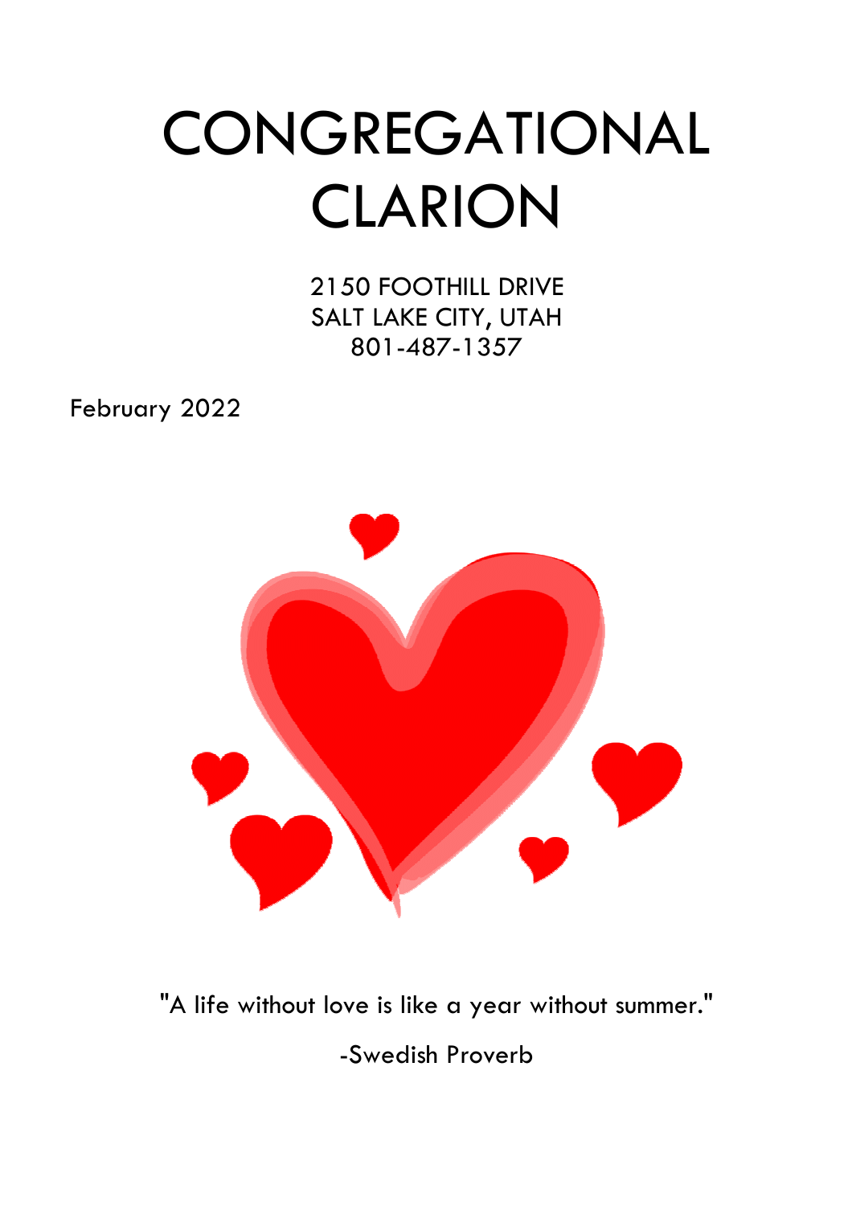# CONGREGATIONAL CLARION

2150 FOOTHILL DRIVE
SALT LAKE CITY, UTAH
801-487-1357

February 2022

"A life without love is like a year without summer."

-Swedish Proverb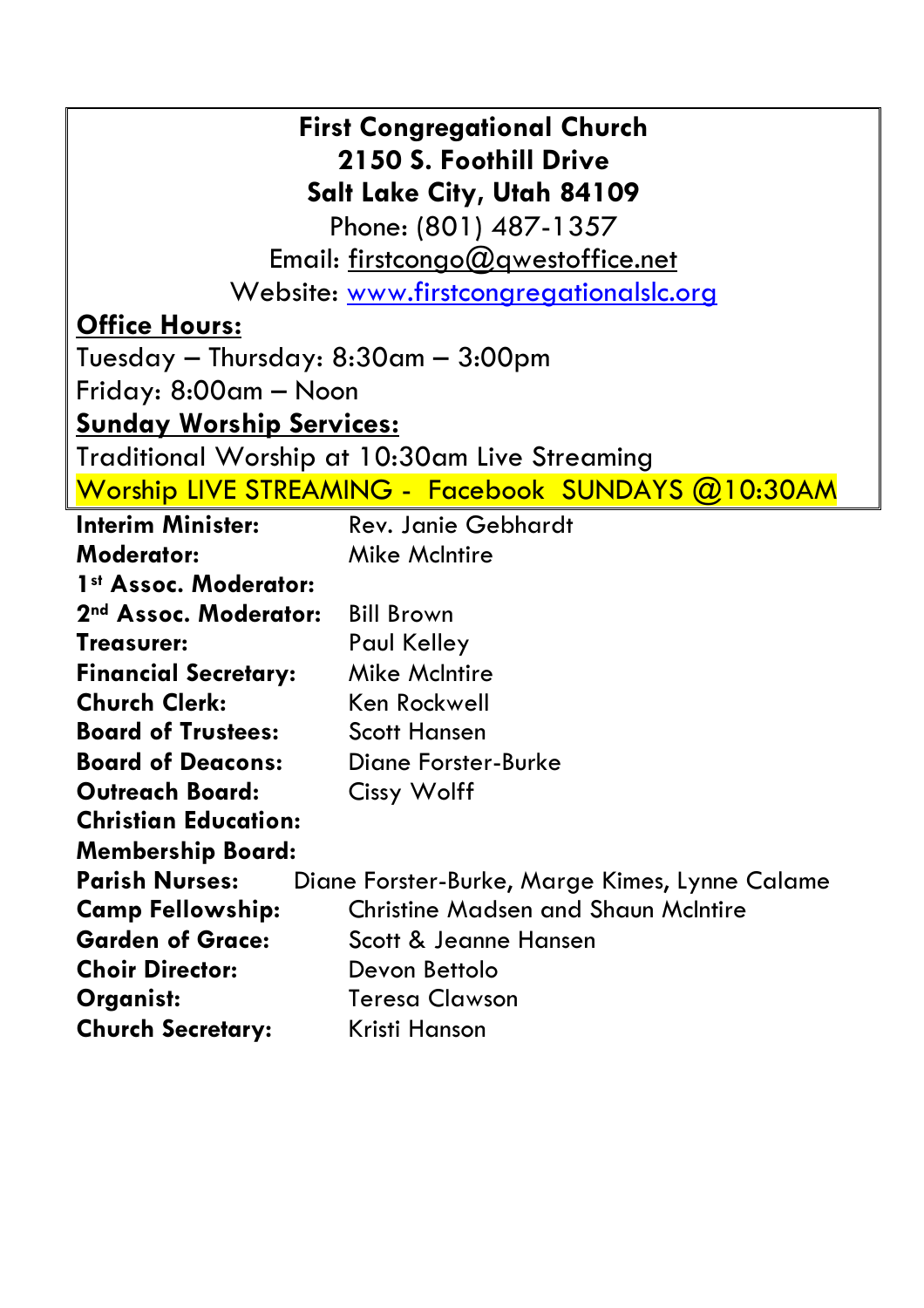**First Congregational Church**
**2150 S. Foothill Drive**
**Salt Lake City, Utah 84109**

Phone: (801) 487-1357

Email: firstcongo@qwestoffice.net

Website: www.firstcongregationalslc.org

**Office Hours:**

Tuesday – Thursday: 8:30am – 3:00pm

Friday: 8:00am – Noon

**Sunday Worship Services:**

Traditional Worship at 10:30am Live Streaming

Worship LIVE STREAMING - Facebook SUNDAYS @10:30AM

| | |
|---|---|
| **Interim Minister:** | Rev. Janie Gebhardt |
| **Moderator:** | Mike McIntire |
| **1st Assoc. Moderator:** | |
| **2nd Assoc. Moderator:** | Bill Brown |
| **Treasurer:** | Paul Kelley |
| **Financial Secretary:** | Mike McIntire |
| **Church Clerk:** | Ken Rockwell |
| **Board of Trustees:** | Scott Hansen |
| **Board of Deacons:** | Diane Forster-Burke |
| **Outreach Board:** | Cissy Wolff |
| **Christian Education:** | |
| **Membership Board:** | |
| **Parish Nurses:** | Diane Forster-Burke, Marge Kimes, Lynne Calame |
| **Camp Fellowship:** | Christine Madsen and Shaun McIntire |
| **Garden of Grace:** | Scott & Jeanne Hansen |
| **Choir Director:** | Devon Bettolo |
| **Organist:** | Teresa Clawson |
| **Church Secretary:** | Kristi Hanson |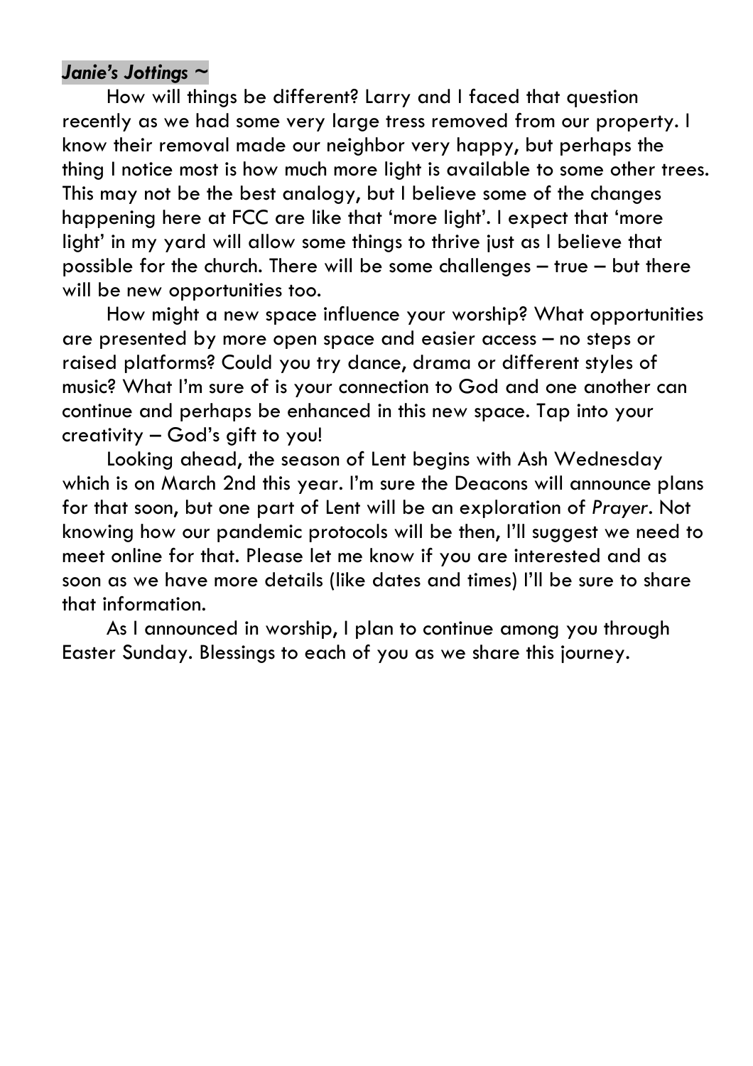***Janie's Jottings ~***

How will things be different? Larry and I faced that question recently as we had some very large tress removed from our property. I know their removal made our neighbor very happy, but perhaps the thing I notice most is how much more light is available to some other trees. This may not be the best analogy, but I believe some of the changes happening here at FCC are like that 'more light'. I expect that 'more light' in my yard will allow some things to thrive just as I believe that possible for the church. There will be some challenges – true – but there will be new opportunities too.

How might a new space influence your worship? What opportunities are presented by more open space and easier access – no steps or raised platforms? Could you try dance, drama or different styles of music? What I'm sure of is your connection to God and one another can continue and perhaps be enhanced in this new space. Tap into your creativity – God's gift to you!

Looking ahead, the season of Lent begins with Ash Wednesday which is on March 2nd this year. I'm sure the Deacons will announce plans for that soon, but one part of Lent will be an exploration of *Prayer*. Not knowing how our pandemic protocols will be then, I'll suggest we need to meet online for that. Please let me know if you are interested and as soon as we have more details (like dates and times) I'll be sure to share that information.

As I announced in worship, I plan to continue among you through Easter Sunday. Blessings to each of you as we share this journey.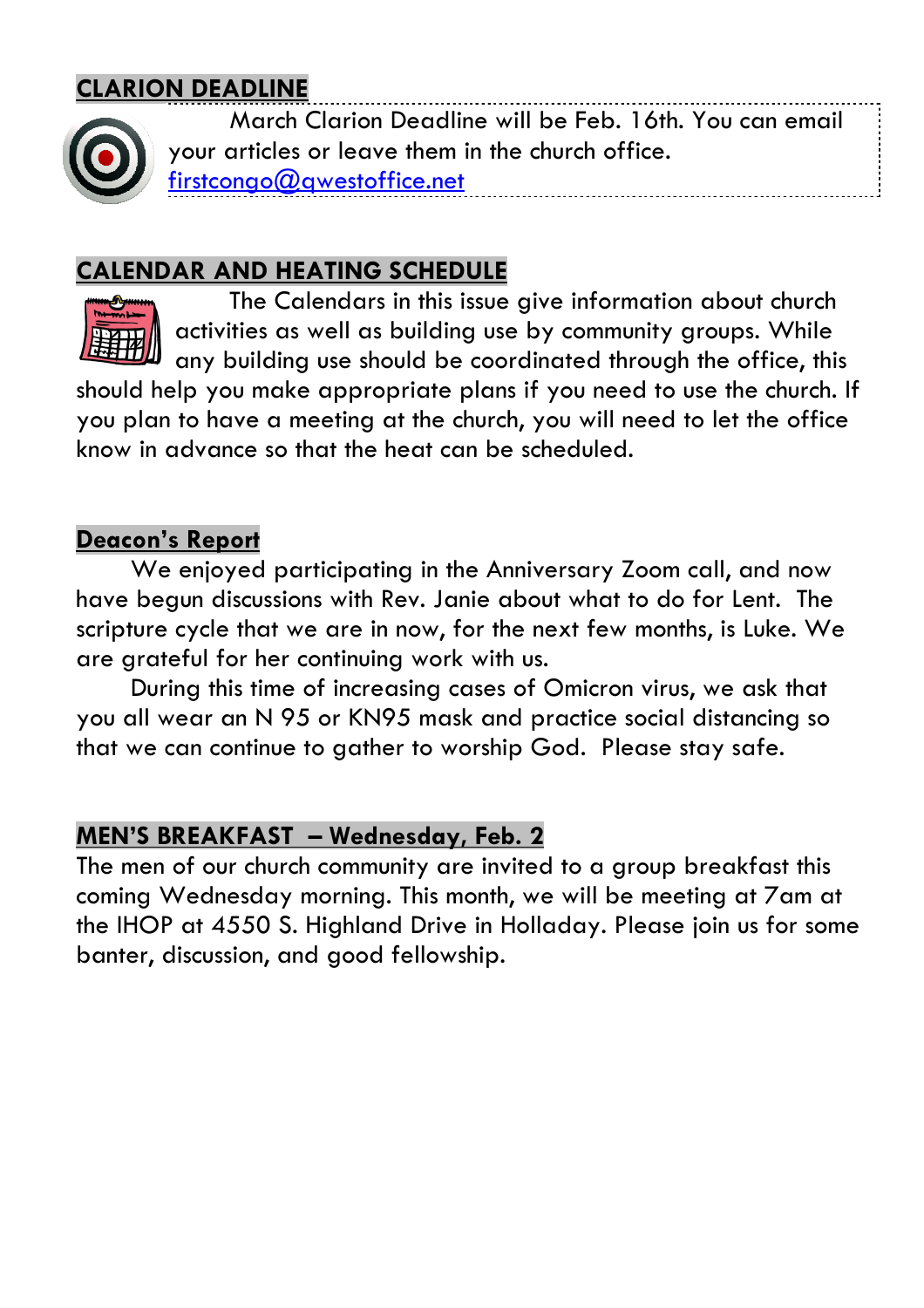## CLARION DEADLINE

March Clarion Deadline will be Feb. 16th. You can email your articles or leave them in the church office. firstcongo@qwestoffice.net

## CALENDAR AND HEATING SCHEDULE

The Calendars in this issue give information about church activities as well as building use by community groups. While any building use should be coordinated through the office, this should help you make appropriate plans if you need to use the church. If you plan to have a meeting at the church, you will need to let the office know in advance so that the heat can be scheduled.

## Deacon's Report

We enjoyed participating in the Anniversary Zoom call, and now have begun discussions with Rev. Janie about what to do for Lent. The scripture cycle that we are in now, for the next few months, is Luke. We are grateful for her continuing work with us.

During this time of increasing cases of Omicron virus, we ask that you all wear an N 95 or KN95 mask and practice social distancing so that we can continue to gather to worship God. Please stay safe.

## MEN'S BREAKFAST – Wednesday, Feb. 2

The men of our church community are invited to a group breakfast this coming Wednesday morning. This month, we will be meeting at 7am at the IHOP at 4550 S. Highland Drive in Holladay. Please join us for some banter, discussion, and good fellowship.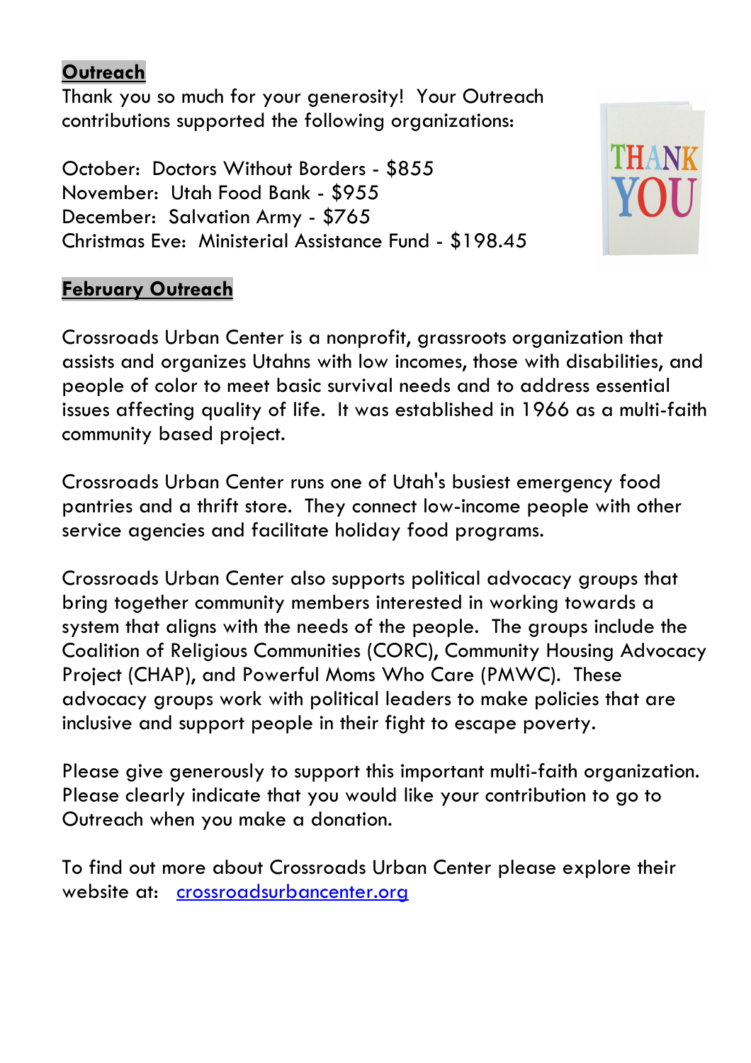## Outreach

Thank you so much for your generosity! Your Outreach contributions supported the following organizations:

October: Doctors Without Borders - $855
November: Utah Food Bank - $955
December: Salvation Army - $765
Christmas Eve: Ministerial Assistance Fund - $198.45

## February Outreach

Crossroads Urban Center is a nonprofit, grassroots organization that assists and organizes Utahns with low incomes, those with disabilities, and people of color to meet basic survival needs and to address essential issues affecting quality of life. It was established in 1966 as a multi-faith community based project.

Crossroads Urban Center runs one of Utah's busiest emergency food pantries and a thrift store. They connect low-income people with other service agencies and facilitate holiday food programs.

Crossroads Urban Center also supports political advocacy groups that bring together community members interested in working towards a system that aligns with the needs of the people. The groups include the Coalition of Religious Communities (CORC), Community Housing Advocacy Project (CHAP), and Powerful Moms Who Care (PMWC). These advocacy groups work with political leaders to make policies that are inclusive and support people in their fight to escape poverty.

Please give generously to support this important multi-faith organization. Please clearly indicate that you would like your contribution to go to Outreach when you make a donation.

To find out more about Crossroads Urban Center please explore their website at: [crossroadsurbancenter.org](crossroadsurbancenter.org)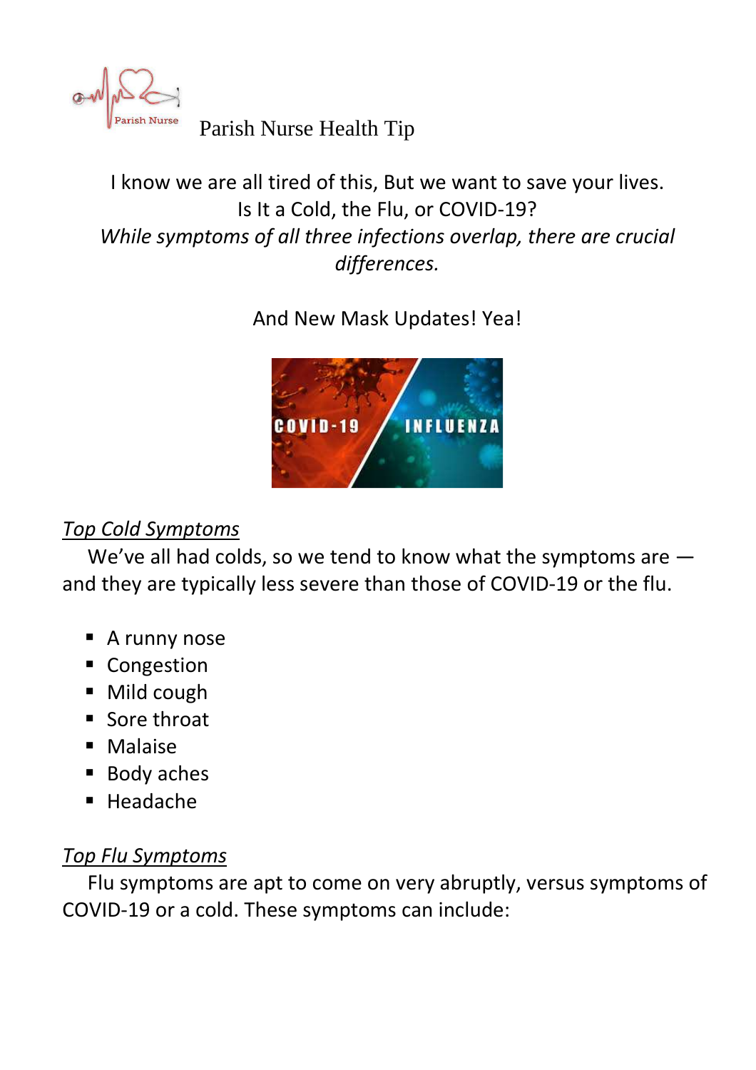Parish Nurse Health Tip

I know we are all tired of this, But we want to save your lives.
Is It a Cold, the Flu, or COVID-19?
*While symptoms of all three infections overlap, there are crucial differences.*

And New Mask Updates! Yea!

## *Top Cold Symptoms*

We've all had colds, so we tend to know what the symptoms are — and they are typically less severe than those of COVID-19 or the flu.

- A runny nose
- Congestion
- Mild cough
- Sore throat
- Malaise
- Body aches
- Headache

## *Top Flu Symptoms*

Flu symptoms are apt to come on very abruptly, versus symptoms of COVID-19 or a cold. These symptoms can include: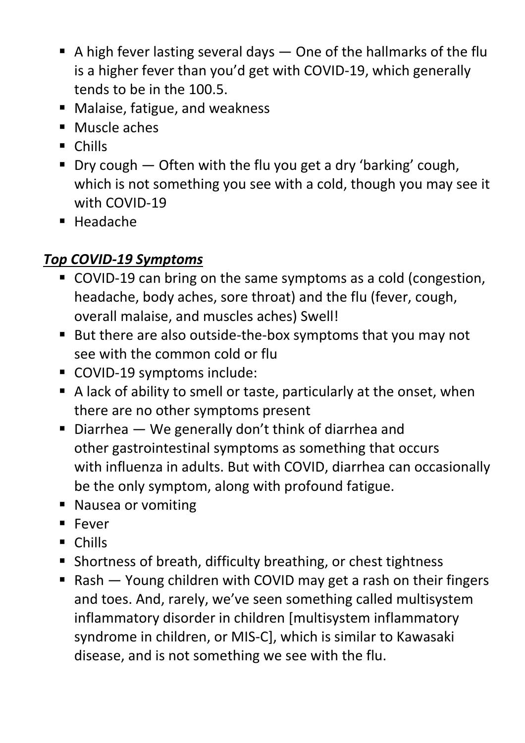- A high fever lasting several days — One of the hallmarks of the flu is a higher fever than you'd get with COVID-19, which generally tends to be in the 100.5.
- Malaise, fatigue, and weakness
- Muscle aches
- Chills
- Dry cough — Often with the flu you get a dry 'barking' cough, which is not something you see with a cold, though you may see it with COVID-19
- Headache

***Top COVID-19 Symptoms***

- COVID-19 can bring on the same symptoms as a cold (congestion, headache, body aches, sore throat) and the flu (fever, cough, overall malaise, and muscles aches) Swell!
- But there are also outside-the-box symptoms that you may not see with the common cold or flu
- COVID-19 symptoms include:
- A lack of ability to smell or taste, particularly at the onset, when there are no other symptoms present
- Diarrhea — We generally don't think of diarrhea and other gastrointestinal symptoms as something that occurs with influenza in adults. But with COVID, diarrhea can occasionally be the only symptom, along with profound fatigue.
- Nausea or vomiting
- Fever
- Chills
- Shortness of breath, difficulty breathing, or chest tightness
- Rash — Young children with COVID may get a rash on their fingers and toes. And, rarely, we've seen something called multisystem inflammatory disorder in children [multisystem inflammatory syndrome in children, or MIS-C], which is similar to Kawasaki disease, and is not something we see with the flu.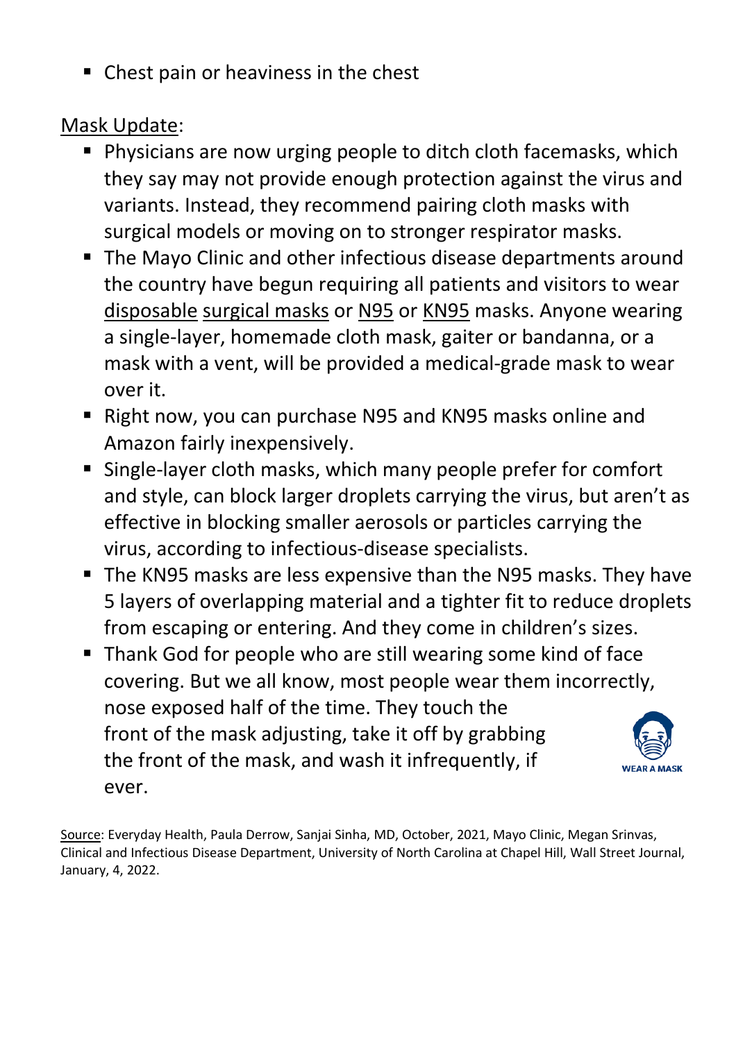- Chest pain or heaviness in the chest

<u>Mask Update</u>:

- Physicians are now urging people to ditch cloth facemasks, which they say may not provide enough protection against the virus and variants. Instead, they recommend pairing cloth masks with surgical models or moving on to stronger respirator masks.
- The Mayo Clinic and other infectious disease departments around the country have begun requiring all patients and visitors to wear <u>disposable</u> <u>surgical masks</u> or <u>N95</u> or <u>KN95</u> masks. Anyone wearing a single-layer, homemade cloth mask, gaiter or bandanna, or a mask with a vent, will be provided a medical-grade mask to wear over it.
- Right now, you can purchase N95 and KN95 masks online and Amazon fairly inexpensively.
- Single-layer cloth masks, which many people prefer for comfort and style, can block larger droplets carrying the virus, but aren't as effective in blocking smaller aerosols or particles carrying the virus, according to infectious-disease specialists.
- The KN95 masks are less expensive than the N95 masks. They have 5 layers of overlapping material and a tighter fit to reduce droplets from escaping or entering. And they come in children's sizes.
- Thank God for people who are still wearing some kind of face covering. But we all know, most people wear them incorrectly, nose exposed half of the time. They touch the front of the mask adjusting, take it off by grabbing the front of the mask, and wash it infrequently, if ever.

WEAR A MASK

<u>Source</u>: Everyday Health, Paula Derrow, Sanjai Sinha, MD, October, 2021, Mayo Clinic, Megan Srinvas, Clinical and Infectious Disease Department, University of North Carolina at Chapel Hill, Wall Street Journal, January, 4, 2022.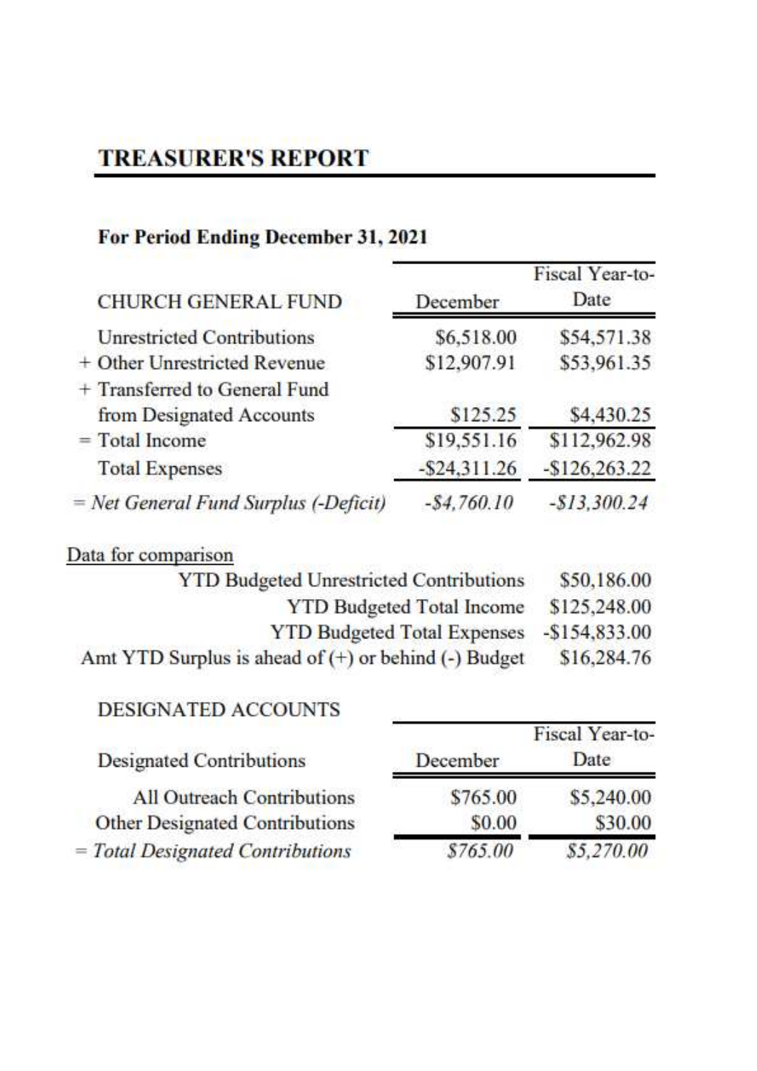# TREASURER'S REPORT

**For Period Ending December 31, 2021**

| CHURCH GENERAL FUND | December | Fiscal Year-to-Date |
|---|---|---|
| Unrestricted Contributions | $6,518.00 | $54,571.38 |
| + Other Unrestricted Revenue | $12,907.91 | $53,961.35 |
| + Transferred to General Fund from Designated Accounts | $125.25 | $4,430.25 |
| = Total Income | $19,551.16 | $112,962.98 |
| Total Expenses | -$24,311.26 | -$126,263.22 |
| *= Net General Fund Surplus (-Deficit)* | *-$4,760.10* | *-$13,300.24* |

<u>Data for comparison</u>

| | |
|---|---|
| YTD Budgeted Unrestricted Contributions | $50,186.00 |
| YTD Budgeted Total Income | $125,248.00 |
| YTD Budgeted Total Expenses | -$154,833.00 |
| Amt YTD Surplus is ahead of (+) or behind (-) Budget | $16,284.76 |

DESIGNATED ACCOUNTS

| Designated Contributions | December | Fiscal Year-to-Date |
|---|---|---|
| All Outreach Contributions | $765.00 | $5,240.00 |
| Other Designated Contributions | $0.00 | $30.00 |
| *= Total Designated Contributions* | *$765.00* | *$5,270.00* |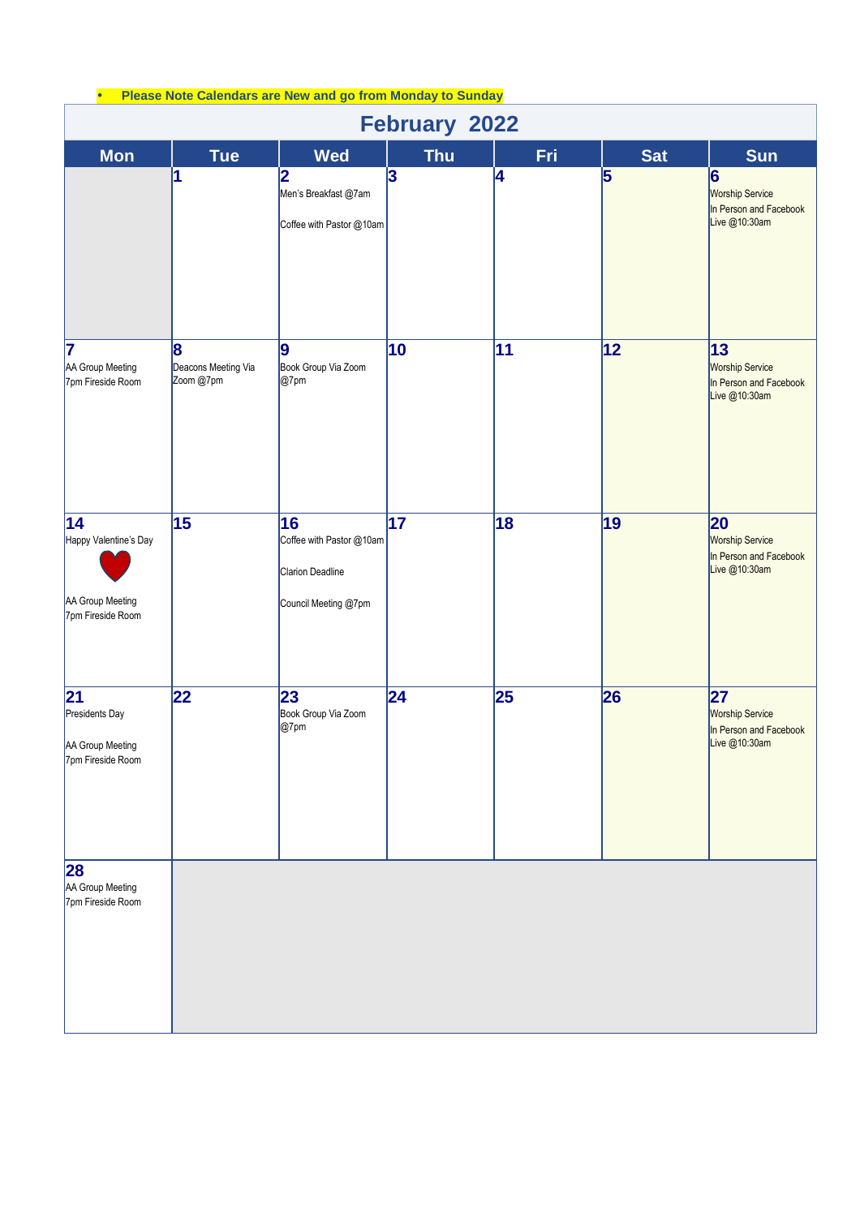- **Please Note Calendars are New and go from Monday to Sunday**

# February 2022

| Mon | Tue | Wed | Thu | Fri | Sat | Sun |
|---|---|---|---|---|---|---|
| | **1** | **2** Men's Breakfast @7am<br><br>Coffee with Pastor @10am | **3** | **4** | **5** | **6** Worship Service In Person and Facebook Live @10:30am |
| **7** AA Group Meeting 7pm Fireside Room | **8** Deacons Meeting Via Zoom @7pm | **9** Book Group Via Zoom @7pm | **10** | **11** | **12** | **13** Worship Service In Person and Facebook Live @10:30am |
| **14** Happy Valentine's Day<br><br>AA Group Meeting 7pm Fireside Room | **15** | **16** Coffee with Pastor @10am<br><br>Clarion Deadline<br><br>Council Meeting @7pm | **17** | **18** | **19** | **20** Worship Service In Person and Facebook Live @10:30am |
| **21** Presidents Day<br><br>AA Group Meeting 7pm Fireside Room | **22** | **23** Book Group Via Zoom @7pm | **24** | **25** | **26** | **27** Worship Service In Person and Facebook Live @10:30am |
| **28** AA Group Meeting 7pm Fireside Room | | | | | | |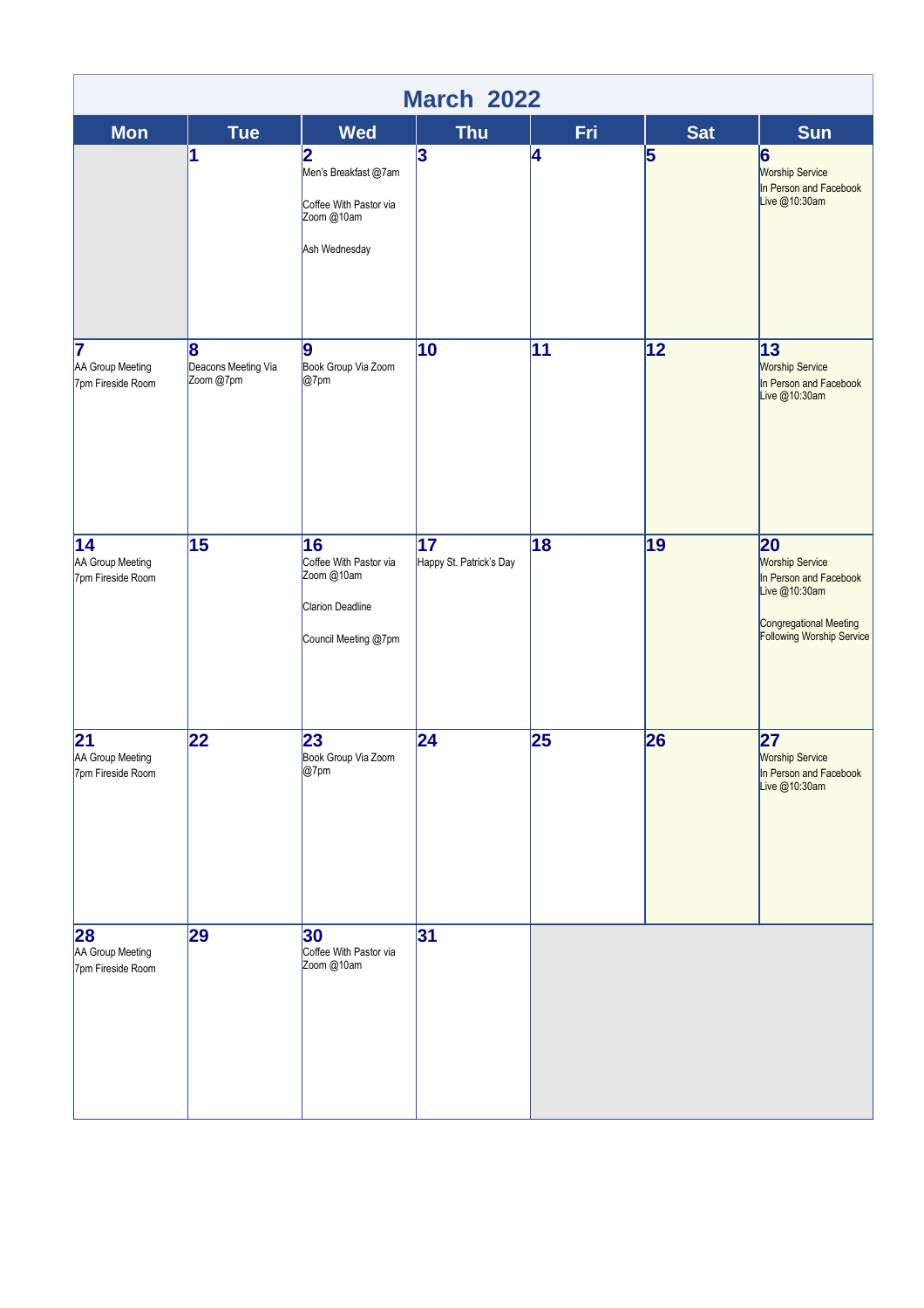# March 2022

| Mon | Tue | Wed | Thu | Fri | Sat | Sun |
|---|---|---|---|---|---|---|
| | **1** | **2** Men's Breakfast @7am<br><br>Coffee With Pastor via Zoom @10am<br><br>Ash Wednesday | **3** | **4** | **5** | **6** Worship Service In Person and Facebook Live @10:30am |
| **7** AA Group Meeting 7pm Fireside Room | **8** Deacons Meeting Via Zoom @7pm | **9** Book Group Via Zoom @7pm | **10** | **11** | **12** | **13** Worship Service In Person and Facebook Live @10:30am |
| **14** AA Group Meeting 7pm Fireside Room | **15** | **16** Coffee With Pastor via Zoom @10am<br><br>Clarion Deadline<br><br>Council Meeting @7pm | **17** Happy St. Patrick's Day | **18** | **19** | **20** Worship Service In Person and Facebook Live @10:30am<br><br>Congregational Meeting Following Worship Service |
| **21** AA Group Meeting 7pm Fireside Room | **22** | **23** Book Group Via Zoom @7pm | **24** | **25** | **26** | **27** Worship Service In Person and Facebook Live @10:30am |
| **28** AA Group Meeting 7pm Fireside Room | **29** | **30** Coffee With Pastor via Zoom @10am | **31** | | | |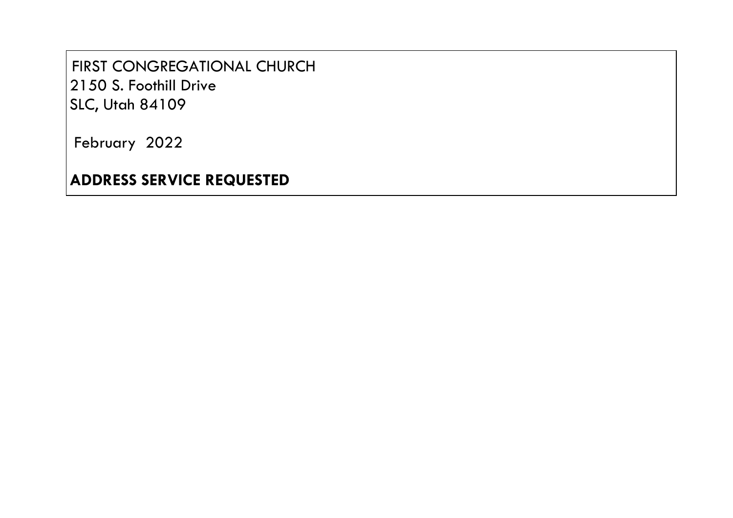FIRST CONGREGATIONAL CHURCH
2150 S. Foothill Drive
SLC, Utah 84109

February 2022

**ADDRESS SERVICE REQUESTED**